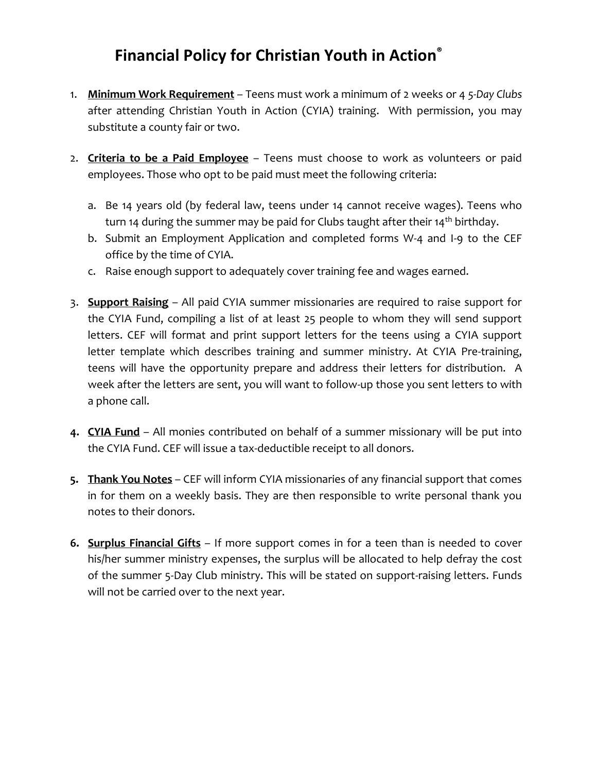# Financial Policy for Christian Youth in Action®

1. **Minimum Work Requirement** – Teens must work a minimum of 2 weeks or 4 *5-Day Clubs* after attending Christian Youth in Action (CYIA) training. With permission, you may substitute a county fair or two.

2. **Criteria to be a Paid Employee** – Teens must choose to work as volunteers or paid employees. Those who opt to be paid must meet the following criteria:

   a. Be 14 years old (by federal law, teens under 14 cannot receive wages). Teens who turn 14 during the summer may be paid for Clubs taught after their 14th birthday.
   b. Submit an Employment Application and completed forms W-4 and I-9 to the CEF office by the time of CYIA.
   c. Raise enough support to adequately cover training fee and wages earned.

3. **Support Raising** – All paid CYIA summer missionaries are required to raise support for the CYIA Fund, compiling a list of at least 25 people to whom they will send support letters. CEF will format and print support letters for the teens using a CYIA support letter template which describes training and summer ministry. At CYIA Pre-training, teens will have the opportunity prepare and address their letters for distribution. A week after the letters are sent, you will want to follow-up those you sent letters to with a phone call.

4. **CYIA Fund** – All monies contributed on behalf of a summer missionary will be put into the CYIA Fund. CEF will issue a tax-deductible receipt to all donors.

5. **Thank You Notes** – CEF will inform CYIA missionaries of any financial support that comes in for them on a weekly basis. They are then responsible to write personal thank you notes to their donors.

6. **Surplus Financial Gifts** – If more support comes in for a teen than is needed to cover his/her summer ministry expenses, the surplus will be allocated to help defray the cost of the summer 5-Day Club ministry. This will be stated on support-raising letters. Funds will not be carried over to the next year.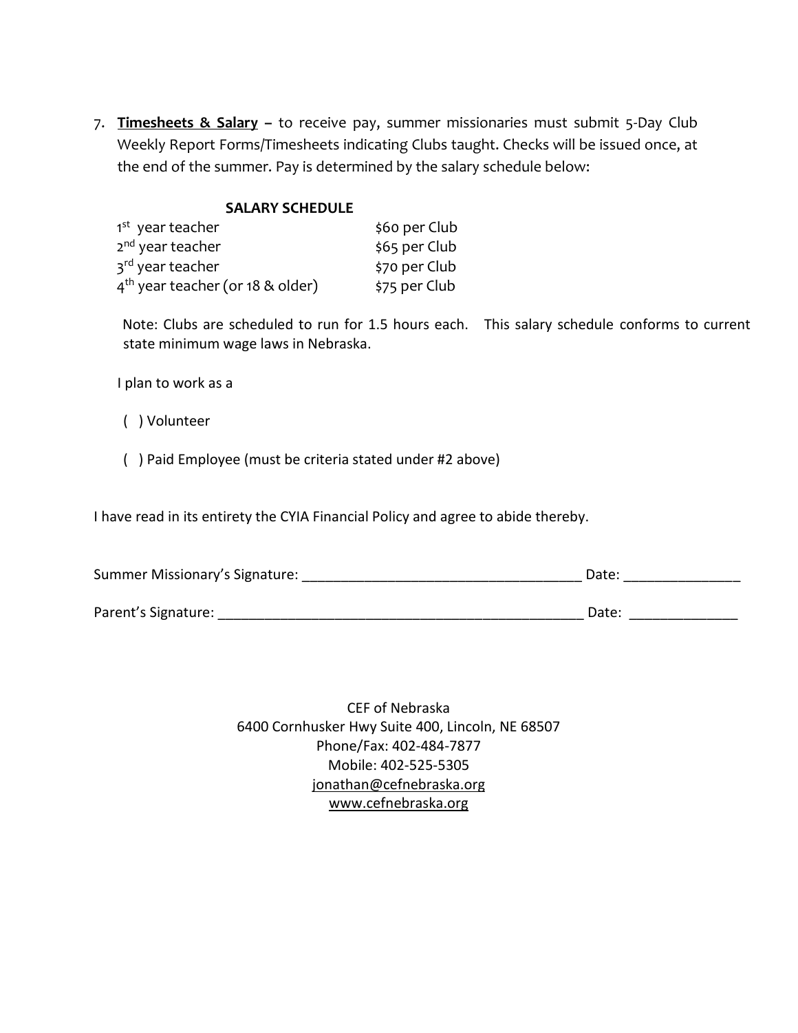7. **Timesheets & Salary** – to receive pay, summer missionaries must submit 5-Day Club Weekly Report Forms/Timesheets indicating Clubs taught. Checks will be issued once, at the end of the summer. Pay is determined by the salary schedule below:

**SALARY SCHEDULE**

| | |
|---|---|
| 1st year teacher | $60 per Club |
| 2nd year teacher | $65 per Club |
| 3rd year teacher | $70 per Club |
| 4th year teacher (or 18 & older) | $75 per Club |

Note: Clubs are scheduled to run for 1.5 hours each. This salary schedule conforms to current state minimum wage laws in Nebraska.

I plan to work as a

( ) Volunteer

( ) Paid Employee (must be criteria stated under #2 above)

I have read in its entirety the CYIA Financial Policy and agree to abide thereby.

Summer Missionary's Signature: ___________________________________ Date: ______________

Parent's Signature: _______________________________________________ Date: _____________

CEF of Nebraska
6400 Cornhusker Hwy Suite 400, Lincoln, NE 68507
Phone/Fax: 402-484-7877
Mobile: 402-525-5305
jonathan@cefnebraska.org
www.cefnebraska.org